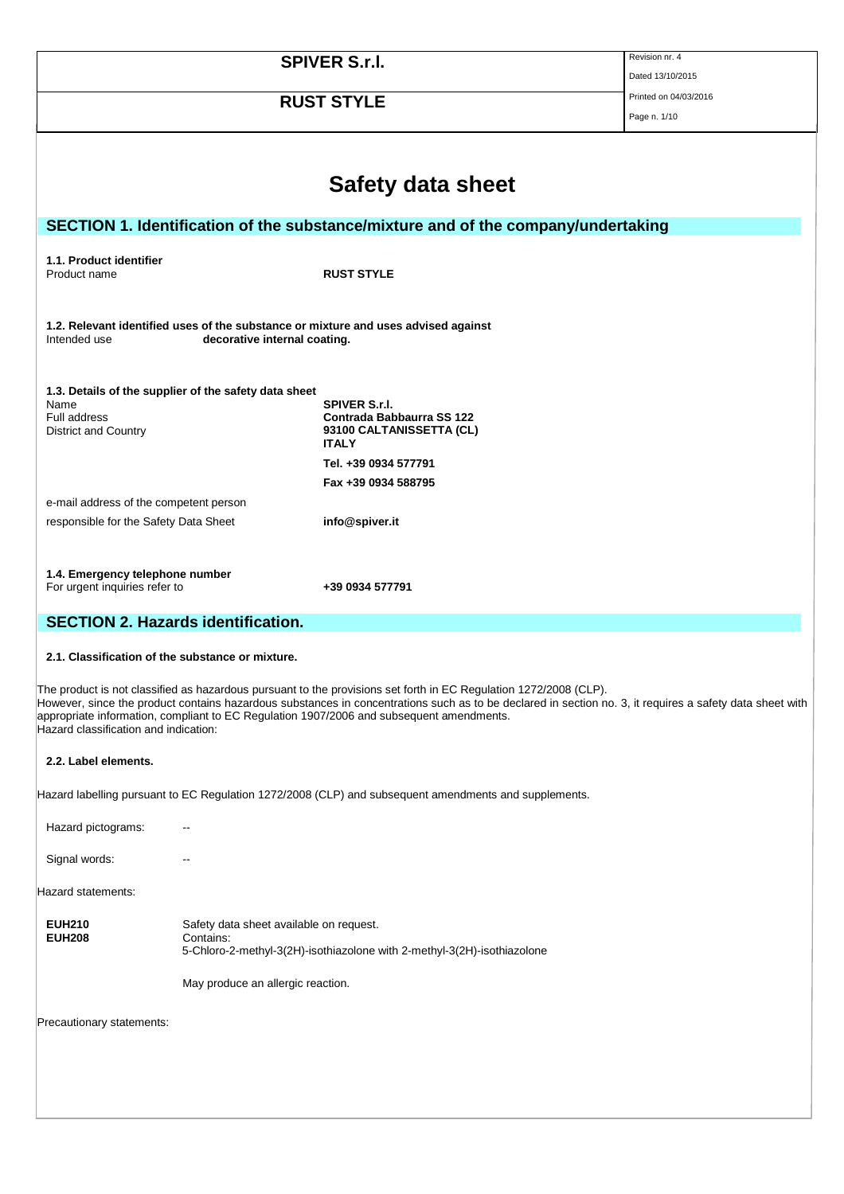# Safety data sheet

## SECTION 1. Identification of the substance/mixture and of the company/undertaking

**1.1. Product identifier**

Product name **RUST STYLE**

**1.2. Relevant identified uses of the substance or mixture and uses advised against**

Intended use **decorative internal coating.**

**1.3. Details of the supplier of the safety data sheet**

| | |
|---|---|
| Name | **SPIVER S.r.l.** |
| Full address | **Contrada Babbaurra SS 122** |
| District and Country | **93100 CALTANISSETTA (CL)** |
| | **ITALY** |
| | **Tel. +39 0934 577791** |
| | **Fax +39 0934 588795** |
| e-mail address of the competent person responsible for the Safety Data Sheet | **info@spiver.it** |

**1.4. Emergency telephone number**

For urgent inquiries refer to **+39 0934 577791**

## SECTION 2. Hazards identification.

**2.1. Classification of the substance or mixture.**

The product is not classified as hazardous pursuant to the provisions set forth in EC Regulation 1272/2008 (CLP).
However, since the product contains hazardous substances in concentrations such as to be declared in section no. 3, it requires a safety data sheet with appropriate information, compliant to EC Regulation 1907/2006 and subsequent amendments.
Hazard classification and indication:

**2.2. Label elements.**

Hazard labelling pursuant to EC Regulation 1272/2008 (CLP) and subsequent amendments and supplements.

Hazard pictograms: --

Signal words: --

Hazard statements:

**EUH210** Safety data sheet available on request.
**EUH208** Contains:
5-Chloro-2-methyl-3(2H)-isothiazolone with 2-methyl-3(2H)-isothiazolone

May produce an allergic reaction.

Precautionary statements: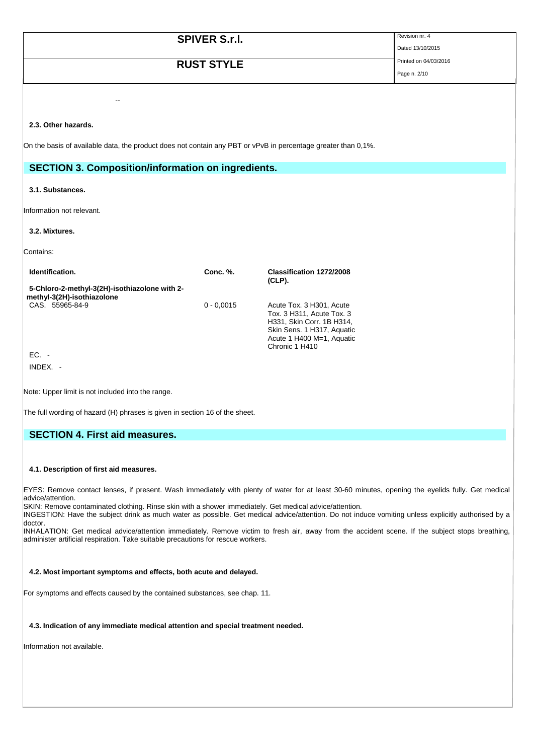--

### 2.3. Other hazards.

On the basis of available data, the product does not contain any PBT or vPvB in percentage greater than 0,1%.

## SECTION 3. Composition/information on ingredients.

### 3.1. Substances.

Information not relevant.

### 3.2. Mixtures.

Contains:

| Identification. | Conc. %. | Classification 1272/2008 (CLP). |
| --- | --- | --- |
| **5-Chloro-2-methyl-3(2H)-isothiazolone with 2-methyl-3(2H)-isothiazolone** | | |
| CAS. 55965-84-9 | 0 - 0,0015 | Acute Tox. 3 H301, Acute Tox. 3 H311, Acute Tox. 3 H331, Skin Corr. 1B H314, Skin Sens. 1 H317, Aquatic Acute 1 H400 M=1, Aquatic Chronic 1 H410 |
| EC. - | | |
| INDEX. - | | |

Note: Upper limit is not included into the range.

The full wording of hazard (H) phrases is given in section 16 of the sheet.

## SECTION 4. First aid measures.

### 4.1. Description of first aid measures.

EYES: Remove contact lenses, if present. Wash immediately with plenty of water for at least 30-60 minutes, opening the eyelids fully. Get medical advice/attention.
SKIN: Remove contaminated clothing. Rinse skin with a shower immediately. Get medical advice/attention.
INGESTION: Have the subject drink as much water as possible. Get medical advice/attention. Do not induce vomiting unless explicitly authorised by a doctor.
INHALATION: Get medical advice/attention immediately. Remove victim to fresh air, away from the accident scene. If the subject stops breathing, administer artificial respiration. Take suitable precautions for rescue workers.

### 4.2. Most important symptoms and effects, both acute and delayed.

For symptoms and effects caused by the contained substances, see chap. 11.

### 4.3. Indication of any immediate medical attention and special treatment needed.

Information not available.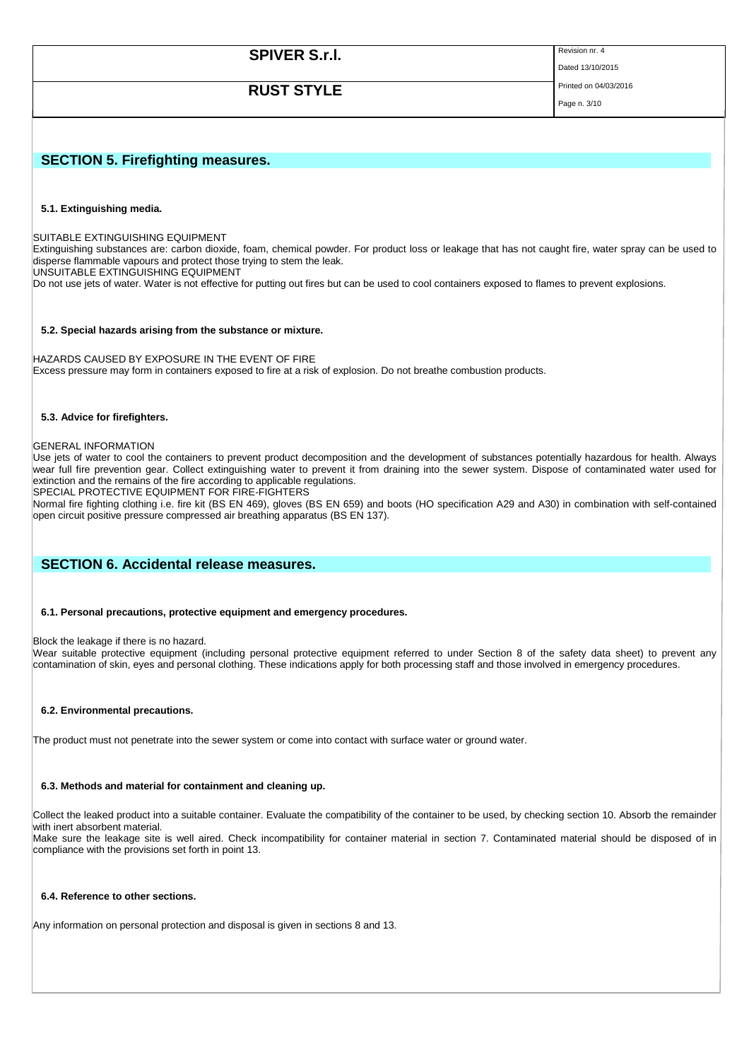## SECTION 5. Firefighting measures.

### 5.1. Extinguishing media.

SUITABLE EXTINGUISHING EQUIPMENT
Extinguishing substances are: carbon dioxide, foam, chemical powder. For product loss or leakage that has not caught fire, water spray can be used to disperse flammable vapours and protect those trying to stem the leak.
UNSUITABLE EXTINGUISHING EQUIPMENT
Do not use jets of water. Water is not effective for putting out fires but can be used to cool containers exposed to flames to prevent explosions.

### 5.2. Special hazards arising from the substance or mixture.

HAZARDS CAUSED BY EXPOSURE IN THE EVENT OF FIRE
Excess pressure may form in containers exposed to fire at a risk of explosion. Do not breathe combustion products.

### 5.3. Advice for firefighters.

GENERAL INFORMATION
Use jets of water to cool the containers to prevent product decomposition and the development of substances potentially hazardous for health. Always wear full fire prevention gear. Collect extinguishing water to prevent it from draining into the sewer system. Dispose of contaminated water used for extinction and the remains of the fire according to applicable regulations.
SPECIAL PROTECTIVE EQUIPMENT FOR FIRE-FIGHTERS
Normal fire fighting clothing i.e. fire kit (BS EN 469), gloves (BS EN 659) and boots (HO specification A29 and A30) in combination with self-contained open circuit positive pressure compressed air breathing apparatus (BS EN 137).

## SECTION 6. Accidental release measures.

### 6.1. Personal precautions, protective equipment and emergency procedures.

Block the leakage if there is no hazard.
Wear suitable protective equipment (including personal protective equipment referred to under Section 8 of the safety data sheet) to prevent any contamination of skin, eyes and personal clothing. These indications apply for both processing staff and those involved in emergency procedures.

### 6.2. Environmental precautions.

The product must not penetrate into the sewer system or come into contact with surface water or ground water.

### 6.3. Methods and material for containment and cleaning up.

Collect the leaked product into a suitable container. Evaluate the compatibility of the container to be used, by checking section 10. Absorb the remainder with inert absorbent material.
Make sure the leakage site is well aired. Check incompatibility for container material in section 7. Contaminated material should be disposed of in compliance with the provisions set forth in point 13.

### 6.4. Reference to other sections.

Any information on personal protection and disposal is given in sections 8 and 13.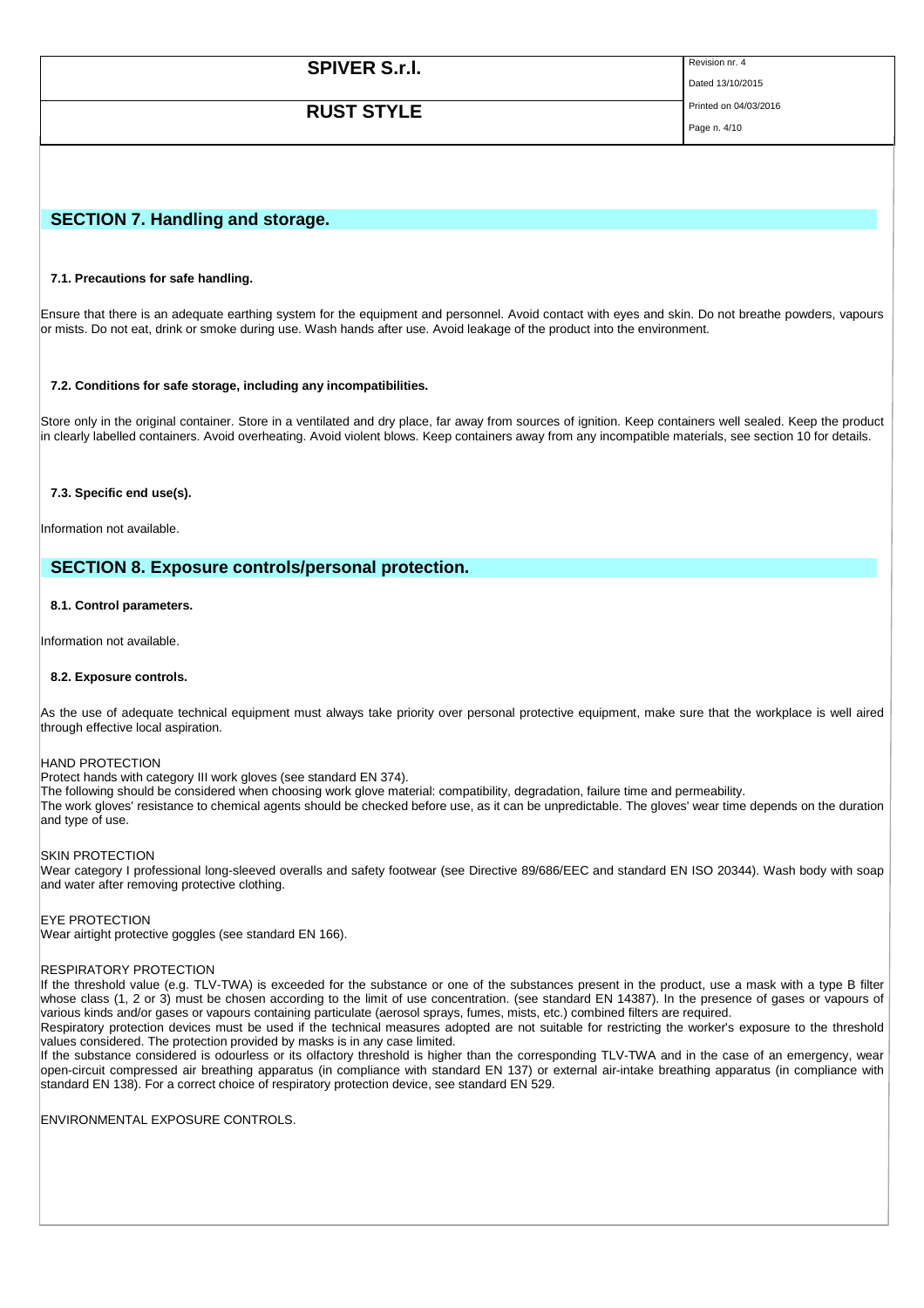## SECTION 7. Handling and storage.

### 7.1. Precautions for safe handling.

Ensure that there is an adequate earthing system for the equipment and personnel. Avoid contact with eyes and skin. Do not breathe powders, vapours or mists. Do not eat, drink or smoke during use. Wash hands after use. Avoid leakage of the product into the environment.

### 7.2. Conditions for safe storage, including any incompatibilities.

Store only in the original container. Store in a ventilated and dry place, far away from sources of ignition. Keep containers well sealed. Keep the product in clearly labelled containers. Avoid overheating. Avoid violent blows. Keep containers away from any incompatible materials, see section 10 for details.

### 7.3. Specific end use(s).

Information not available.

## SECTION 8. Exposure controls/personal protection.

### 8.1. Control parameters.

Information not available.

### 8.2. Exposure controls.

As the use of adequate technical equipment must always take priority over personal protective equipment, make sure that the workplace is well aired through effective local aspiration.

HAND PROTECTION
Protect hands with category III work gloves (see standard EN 374).
The following should be considered when choosing work glove material: compatibility, degradation, failure time and permeability.
The work gloves' resistance to chemical agents should be checked before use, as it can be unpredictable. The gloves' wear time depends on the duration and type of use.

SKIN PROTECTION
Wear category I professional long-sleeved overalls and safety footwear (see Directive 89/686/EEC and standard EN ISO 20344). Wash body with soap and water after removing protective clothing.

EYE PROTECTION
Wear airtight protective goggles (see standard EN 166).

RESPIRATORY PROTECTION
If the threshold value (e.g. TLV-TWA) is exceeded for the substance or one of the substances present in the product, use a mask with a type B filter whose class (1, 2 or 3) must be chosen according to the limit of use concentration. (see standard EN 14387). In the presence of gases or vapours of various kinds and/or gases or vapours containing particulate (aerosol sprays, fumes, mists, etc.) combined filters are required.
Respiratory protection devices must be used if the technical measures adopted are not suitable for restricting the worker's exposure to the threshold values considered. The protection provided by masks is in any case limited.
If the substance considered is odourless or its olfactory threshold is higher than the corresponding TLV-TWA and in the case of an emergency, wear open-circuit compressed air breathing apparatus (in compliance with standard EN 137) or external air-intake breathing apparatus (in compliance with standard EN 138). For a correct choice of respiratory protection device, see standard EN 529.

ENVIRONMENTAL EXPOSURE CONTROLS.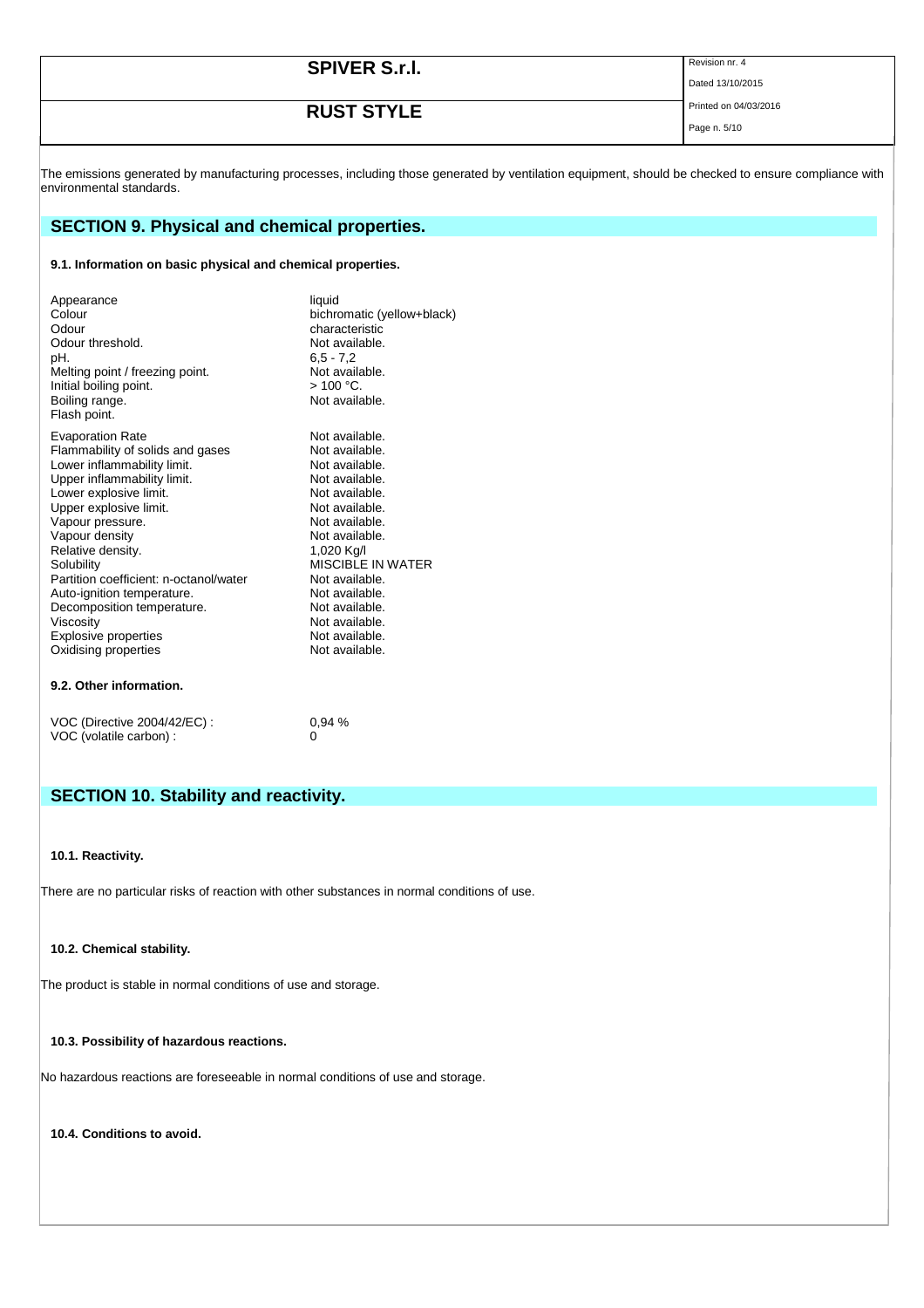The emissions generated by manufacturing processes, including those generated by ventilation equipment, should be checked to ensure compliance with environmental standards.

## SECTION 9. Physical and chemical properties.

### 9.1. Information on basic physical and chemical properties.

| | |
|---|---|
| Appearance | liquid |
| Colour | bichromatic (yellow+black) |
| Odour | characteristic |
| Odour threshold. | Not available. |
| pH. | 6,5 - 7,2 |
| Melting point / freezing point. | Not available. |
| Initial boiling point. | > 100 °C. |
| Boiling range. | Not available. |
| Flash point. | |
| Evaporation Rate | Not available. |
| Flammability of solids and gases | Not available. |
| Lower inflammability limit. | Not available. |
| Upper inflammability limit. | Not available. |
| Lower explosive limit. | Not available. |
| Upper explosive limit. | Not available. |
| Vapour pressure. | Not available. |
| Vapour density | Not available. |
| Relative density. | 1,020 Kg/l |
| Solubility | MISCIBLE IN WATER |
| Partition coefficient: n-octanol/water | Not available. |
| Auto-ignition temperature. | Not available. |
| Decomposition temperature. | Not available. |
| Viscosity | Not available. |
| Explosive properties | Not available. |
| Oxidising properties | Not available. |

### 9.2. Other information.

| | |
|---|---|
| VOC (Directive 2004/42/EC) : | 0,94 % |
| VOC (volatile carbon) : | 0 |

## SECTION 10. Stability and reactivity.

### 10.1. Reactivity.

There are no particular risks of reaction with other substances in normal conditions of use.

### 10.2. Chemical stability.

The product is stable in normal conditions of use and storage.

### 10.3. Possibility of hazardous reactions.

No hazardous reactions are foreseeable in normal conditions of use and storage.

### 10.4. Conditions to avoid.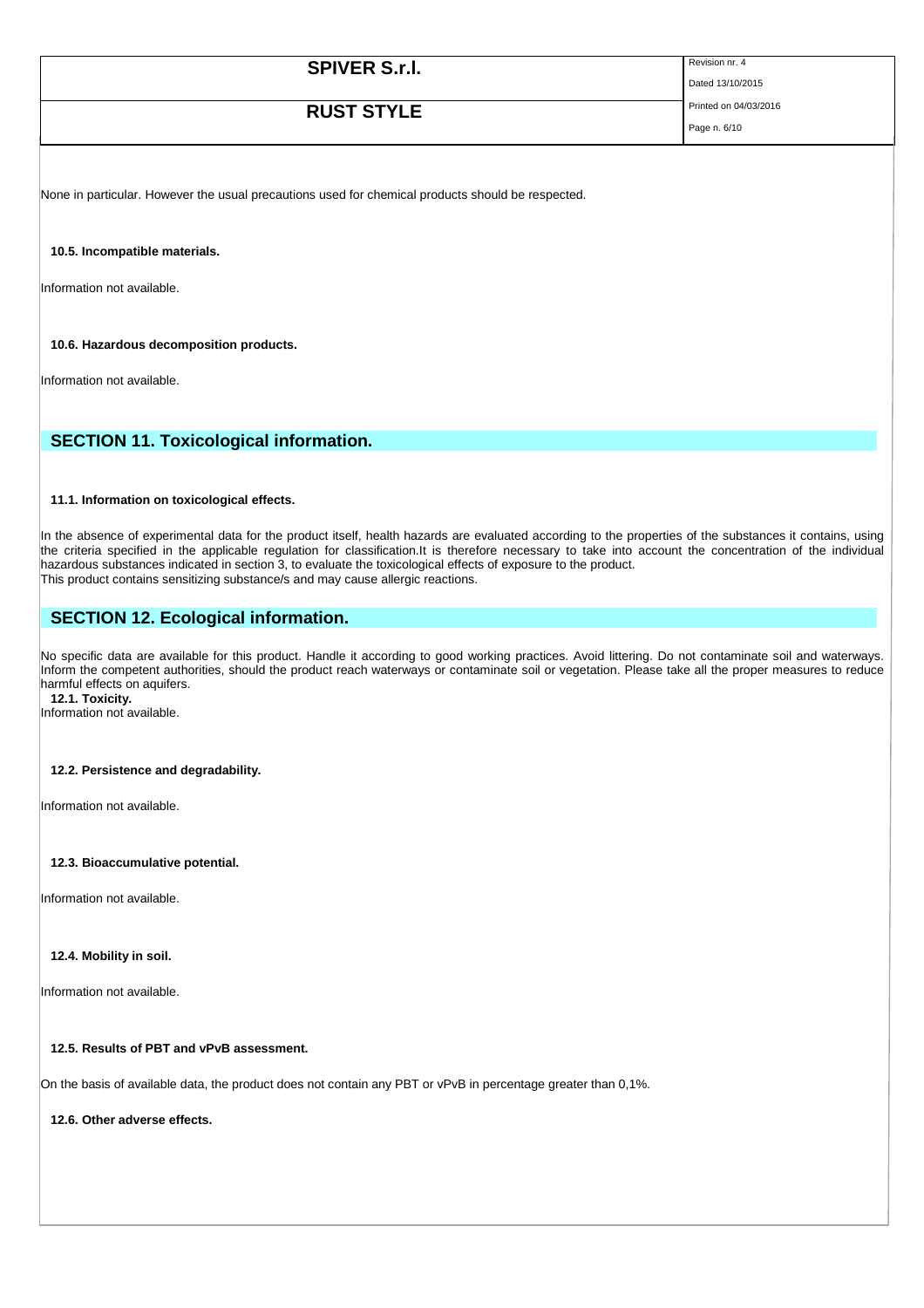None in particular. However the usual precautions used for chemical products should be respected.

**10.5. Incompatible materials.**

Information not available.

**10.6. Hazardous decomposition products.**

Information not available.

## SECTION 11. Toxicological information.

**11.1. Information on toxicological effects.**

In the absence of experimental data for the product itself, health hazards are evaluated according to the properties of the substances it contains, using the criteria specified in the applicable regulation for classification.It is therefore necessary to take into account the concentration of the individual hazardous substances indicated in section 3, to evaluate the toxicological effects of exposure to the product.
This product contains sensitizing substance/s and may cause allergic reactions.

## SECTION 12. Ecological information.

No specific data are available for this product. Handle it according to good working practices. Avoid littering. Do not contaminate soil and waterways. Inform the competent authorities, should the product reach waterways or contaminate soil or vegetation. Please take all the proper measures to reduce harmful effects on aquifers.

**12.1. Toxicity.**

Information not available.

**12.2. Persistence and degradability.**

Information not available.

**12.3. Bioaccumulative potential.**

Information not available.

**12.4. Mobility in soil.**

Information not available.

**12.5. Results of PBT and vPvB assessment.**

On the basis of available data, the product does not contain any PBT or vPvB in percentage greater than 0,1%.

**12.6. Other adverse effects.**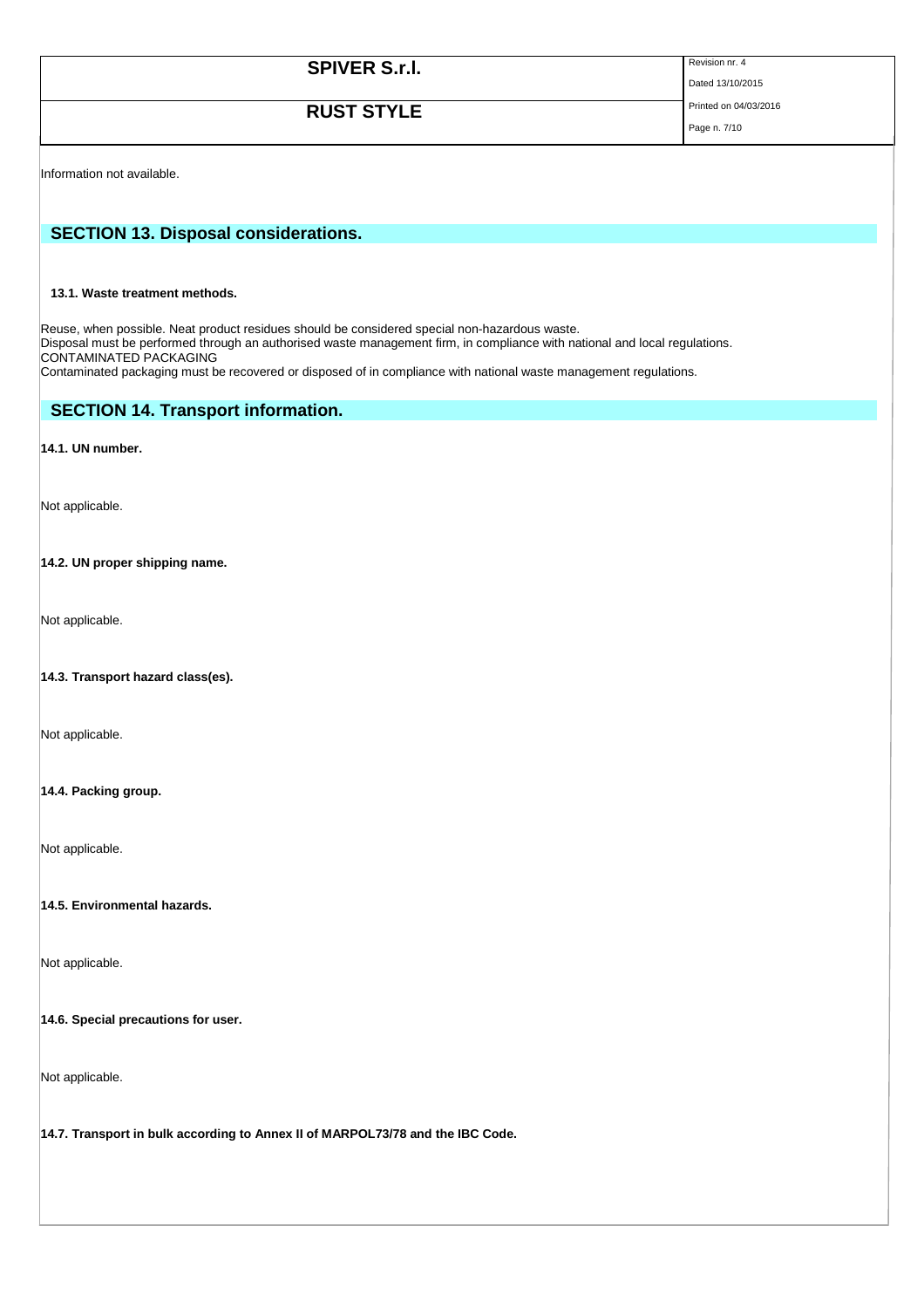Information not available.

## SECTION 13. Disposal considerations.

### 13.1. Waste treatment methods.

Reuse, when possible. Neat product residues should be considered special non-hazardous waste.
Disposal must be performed through an authorised waste management firm, in compliance with national and local regulations.
CONTAMINATED PACKAGING
Contaminated packaging must be recovered or disposed of in compliance with national waste management regulations.

## SECTION 14. Transport information.

**14.1. UN number.**

Not applicable.

**14.2. UN proper shipping name.**

Not applicable.

**14.3. Transport hazard class(es).**

Not applicable.

**14.4. Packing group.**

Not applicable.

**14.5. Environmental hazards.**

Not applicable.

**14.6. Special precautions for user.**

Not applicable.

**14.7. Transport in bulk according to Annex II of MARPOL73/78 and the IBC Code.**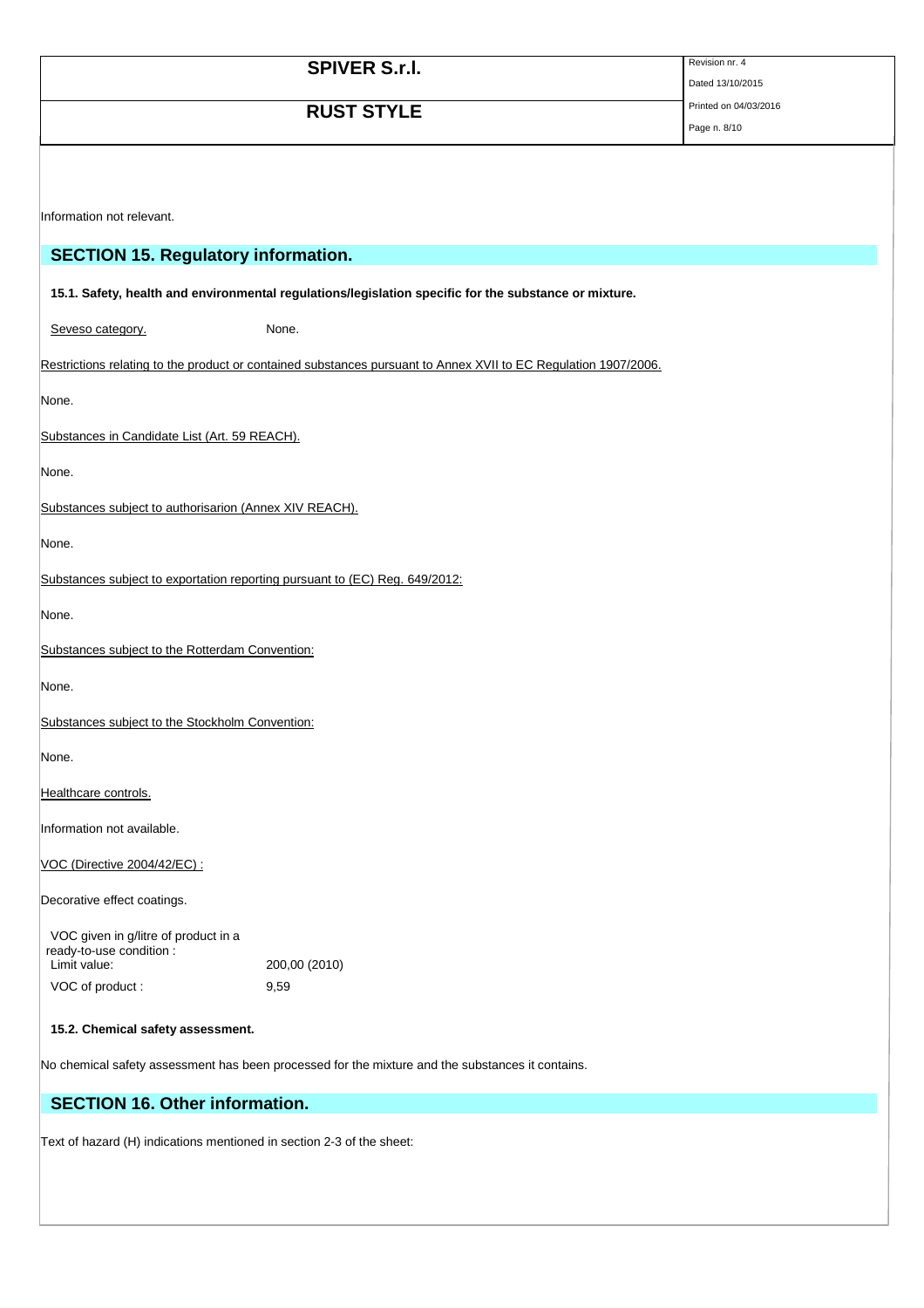Information not relevant.

## SECTION 15. Regulatory information.

**15.1. Safety, health and environmental regulations/legislation specific for the substance or mixture.**

Seveso category. None.

Restrictions relating to the product or contained substances pursuant to Annex XVII to EC Regulation 1907/2006.

None.

Substances in Candidate List (Art. 59 REACH).

None.

Substances subject to authorisarion (Annex XIV REACH).

None.

Substances subject to exportation reporting pursuant to (EC) Reg. 649/2012:

None.

Substances subject to the Rotterdam Convention:

None.

Substances subject to the Stockholm Convention:

None.

Healthcare controls.

Information not available.

VOC (Directive 2004/42/EC) :

Decorative effect coatings.

VOC given in g/litre of product in a ready-to-use condition :

| | |
|---|---|
| Limit value: | 200,00 (2010) |
| VOC of product : | 9,59 |

**15.2. Chemical safety assessment.**

No chemical safety assessment has been processed for the mixture and the substances it contains.

## SECTION 16. Other information.

Text of hazard (H) indications mentioned in section 2-3 of the sheet: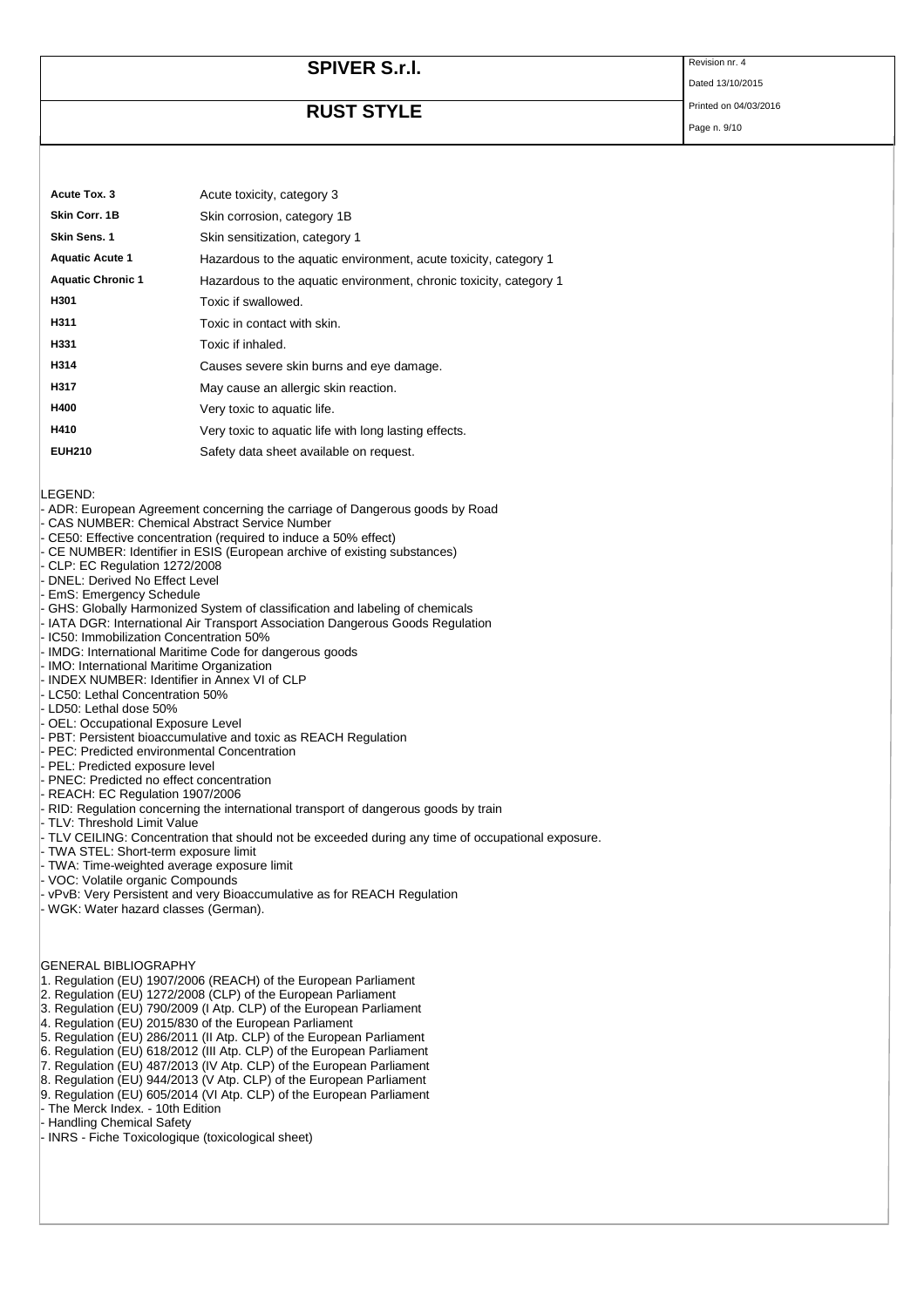| | |
|---|---|
| **Acute Tox. 3** | Acute toxicity, category 3 |
| **Skin Corr. 1B** | Skin corrosion, category 1B |
| **Skin Sens. 1** | Skin sensitization, category 1 |
| **Aquatic Acute 1** | Hazardous to the aquatic environment, acute toxicity, category 1 |
| **Aquatic Chronic 1** | Hazardous to the aquatic environment, chronic toxicity, category 1 |
| **H301** | Toxic if swallowed. |
| **H311** | Toxic in contact with skin. |
| **H331** | Toxic if inhaled. |
| **H314** | Causes severe skin burns and eye damage. |
| **H317** | May cause an allergic skin reaction. |
| **H400** | Very toxic to aquatic life. |
| **H410** | Very toxic to aquatic life with long lasting effects. |
| **EUH210** | Safety data sheet available on request. |

LEGEND:
- ADR: European Agreement concerning the carriage of Dangerous goods by Road
- CAS NUMBER: Chemical Abstract Service Number
- CE50: Effective concentration (required to induce a 50% effect)
- CE NUMBER: Identifier in ESIS (European archive of existing substances)
- CLP: EC Regulation 1272/2008
- DNEL: Derived No Effect Level
- EmS: Emergency Schedule
- GHS: Globally Harmonized System of classification and labeling of chemicals
- IATA DGR: International Air Transport Association Dangerous Goods Regulation
- IC50: Immobilization Concentration 50%
- IMDG: International Maritime Code for dangerous goods
- IMO: International Maritime Organization
- INDEX NUMBER: Identifier in Annex VI of CLP
- LC50: Lethal Concentration 50%
- LD50: Lethal dose 50%
- OEL: Occupational Exposure Level
- PBT: Persistent bioaccumulative and toxic as REACH Regulation
- PEC: Predicted environmental Concentration
- PEL: Predicted exposure level
- PNEC: Predicted no effect concentration
- REACH: EC Regulation 1907/2006
- RID: Regulation concerning the international transport of dangerous goods by train
- TLV: Threshold Limit Value
- TLV CEILING: Concentration that should not be exceeded during any time of occupational exposure.
- TWA STEL: Short-term exposure limit
- TWA: Time-weighted average exposure limit
- VOC: Volatile organic Compounds
- vPvB: Very Persistent and very Bioaccumulative as for REACH Regulation
- WGK: Water hazard classes (German).

GENERAL BIBLIOGRAPHY
1. Regulation (EU) 1907/2006 (REACH) of the European Parliament
2. Regulation (EU) 1272/2008 (CLP) of the European Parliament
3. Regulation (EU) 790/2009 (I Atp. CLP) of the European Parliament
4. Regulation (EU) 2015/830 of the European Parliament
5. Regulation (EU) 286/2011 (II Atp. CLP) of the European Parliament
6. Regulation (EU) 618/2012 (III Atp. CLP) of the European Parliament
7. Regulation (EU) 487/2013 (IV Atp. CLP) of the European Parliament
8. Regulation (EU) 944/2013 (V Atp. CLP) of the European Parliament
9. Regulation (EU) 605/2014 (VI Atp. CLP) of the European Parliament

- The Merck Index. - 10th Edition
- Handling Chemical Safety
- INRS - Fiche Toxicologique (toxicological sheet)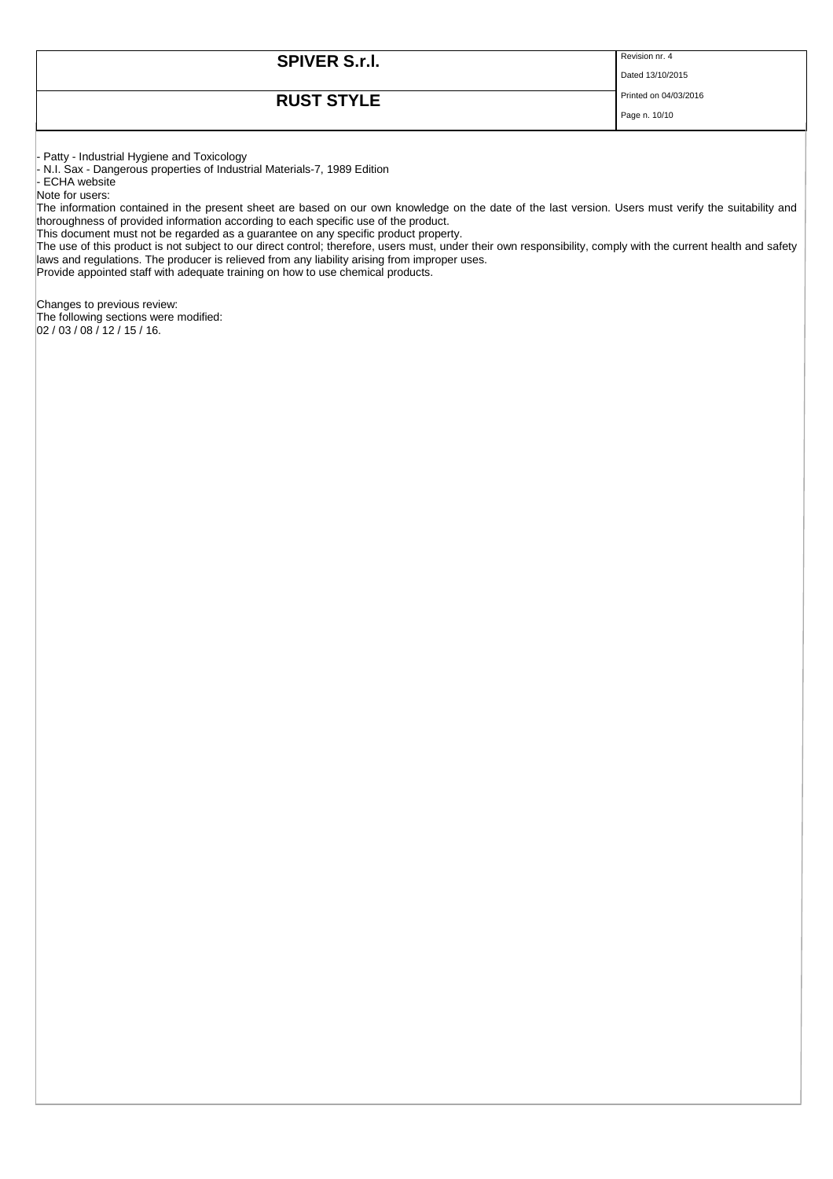- Patty - Industrial Hygiene and Toxicology
- N.I. Sax - Dangerous properties of Industrial Materials-7, 1989 Edition
- ECHA website

Note for users:

The information contained in the present sheet are based on our own knowledge on the date of the last version. Users must verify the suitability and thoroughness of provided information according to each specific use of the product.

This document must not be regarded as a guarantee on any specific product property.

The use of this product is not subject to our direct control; therefore, users must, under their own responsibility, comply with the current health and safety laws and regulations. The producer is relieved from any liability arising from improper uses.

Provide appointed staff with adequate training on how to use chemical products.

Changes to previous review:

The following sections were modified:

02 / 03 / 08 / 12 / 15 / 16.